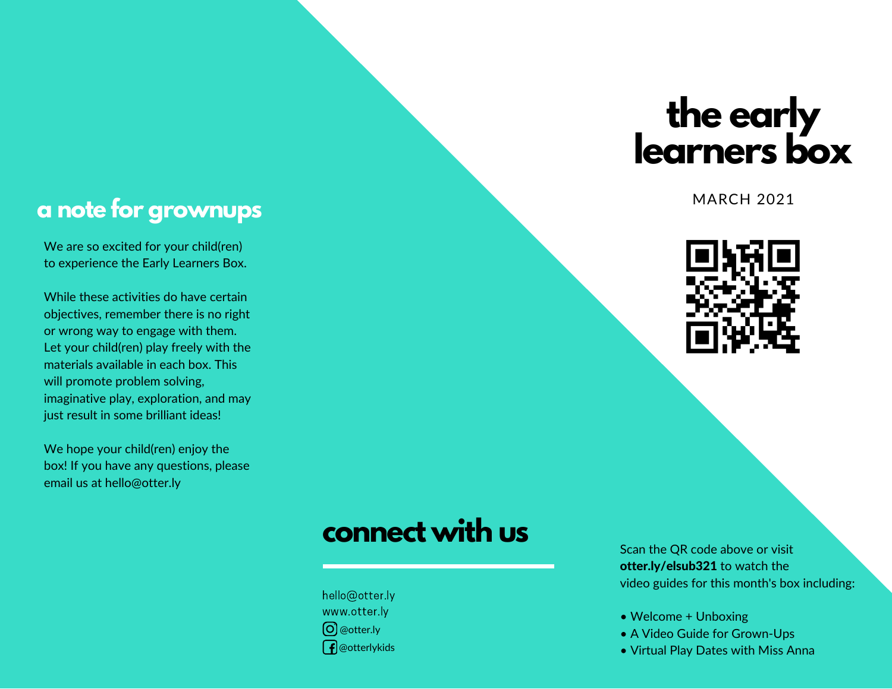# the early learners box

MARCH 2021

## a note for grownups

We are so excited for your child(ren) to experience the Early Learners Box.

While these activities do have certain objectives, remember there is no right or wrong way to engage with them. Let your child(ren) play freely with the materials available in each box. This will promote problem solving, imaginative play, exploration, and may just result in some brilliant ideas!

We hope your child(ren) enjoy the box! If you have any questions, please email us at hello@otter.ly

## connect with us

hello@otter.ly
www.otter.ly
@otter.ly
@otterlykids

Scan the QR code above or visit **otter.ly/elsub321** to watch the video guides for this month's box including:

- Welcome + Unboxing
- A Video Guide for Grown-Ups
- Virtual Play Dates with Miss Anna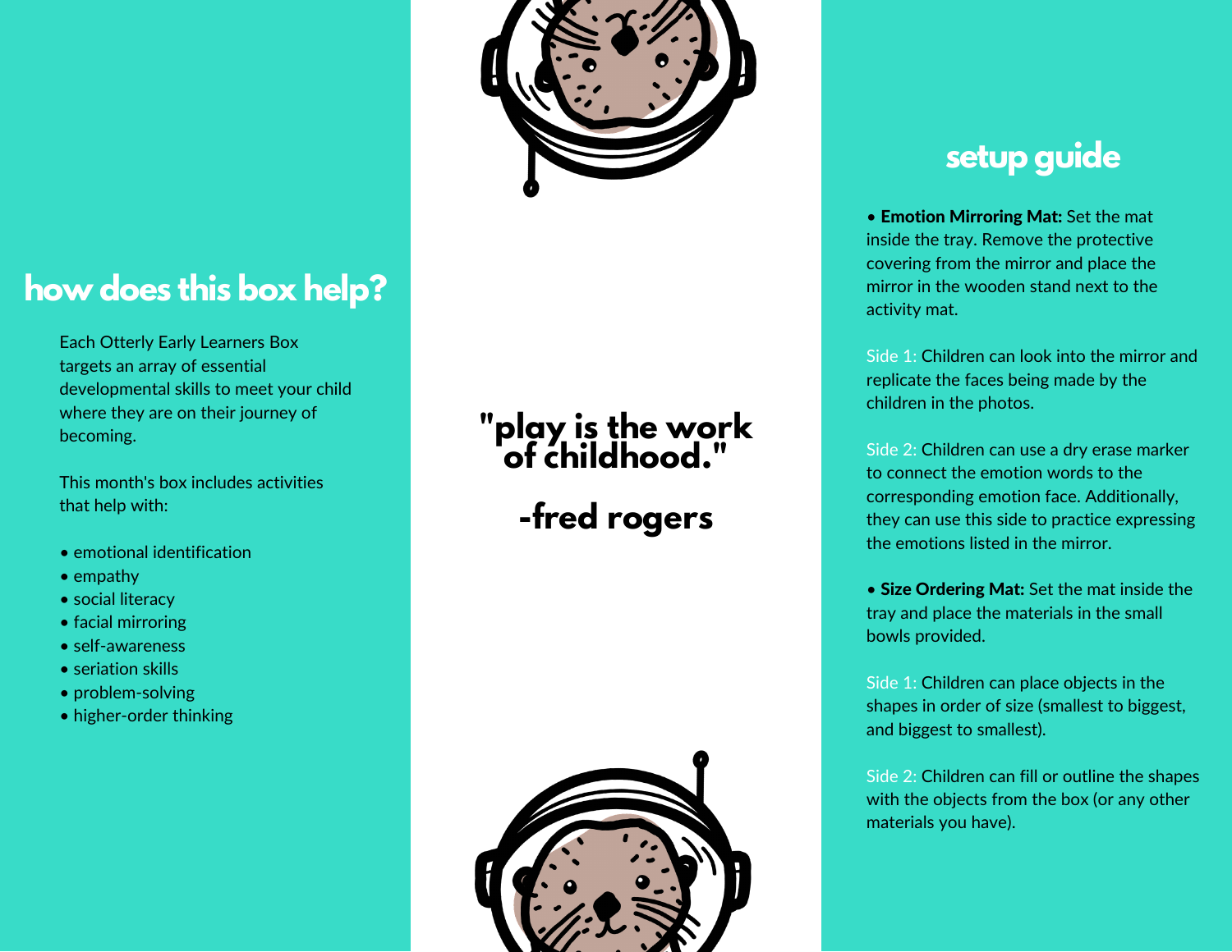## how does this box help?

Each Otterly Early Learners Box targets an array of essential developmental skills to meet your child where they are on their journey of becoming.

This month's box includes activities that help with:

- emotional identification
- empathy
- social literacy
- facial mirroring
- self-awareness
- seriation skills
- problem-solving
- higher-order thinking

**"play is the work of childhood."**

**-fred rogers**

## setup guide

- **Emotion Mirroring Mat:** Set the mat inside the tray. Remove the protective covering from the mirror and place the mirror in the wooden stand next to the activity mat.

Side 1: Children can look into the mirror and replicate the faces being made by the children in the photos.

Side 2: Children can use a dry erase marker to connect the emotion words to the corresponding emotion face. Additionally, they can use this side to practice expressing the emotions listed in the mirror.

- **Size Ordering Mat:** Set the mat inside the tray and place the materials in the small bowls provided.

Side 1: Children can place objects in the shapes in order of size (smallest to biggest, and biggest to smallest).

Side 2: Children can fill or outline the shapes with the objects from the box (or any other materials you have).